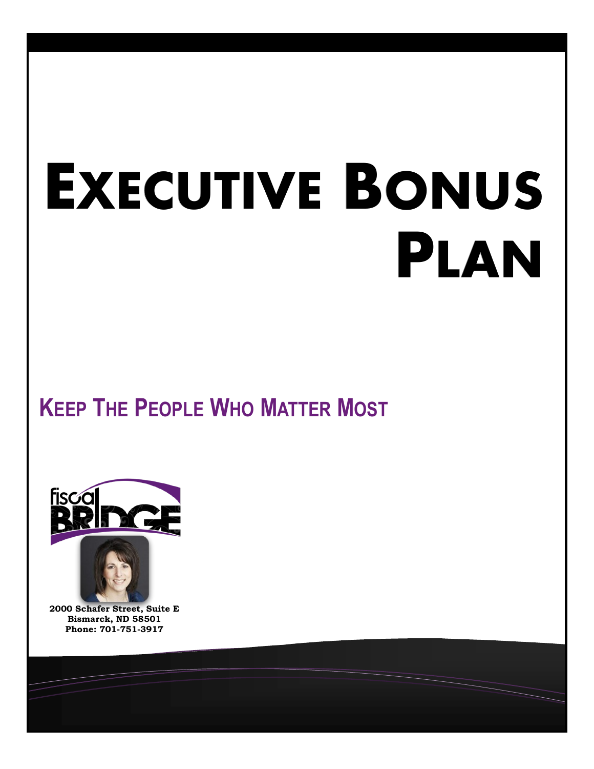# Executive Bonus Plan

## Keep The People Who Matter Most

fiscal BRIDGE

**2000 Schafer Street, Suite E**
**Bismarck, ND 58501**
**Phone: 701-751-3917**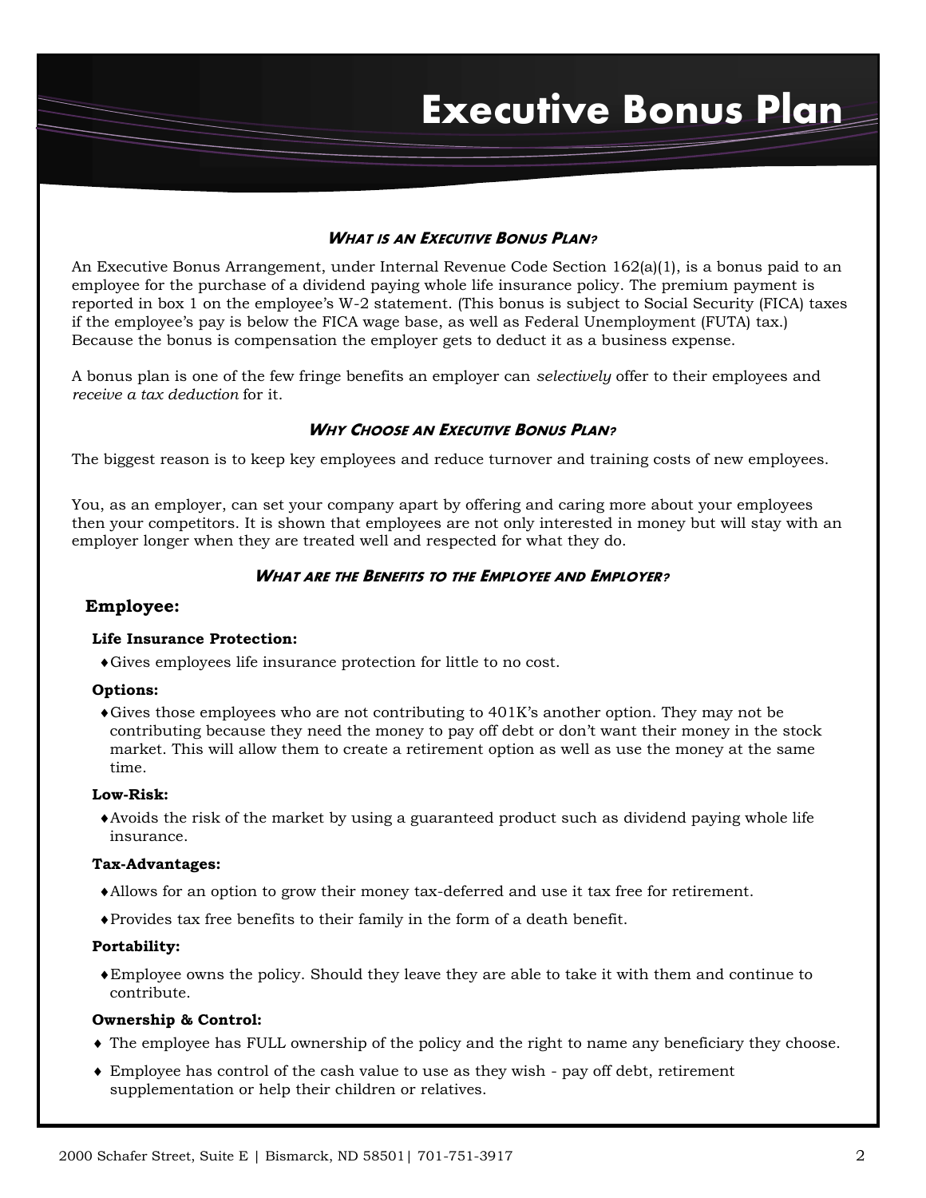# Executive Bonus Plan

### *WHAT IS AN EXECUTIVE BONUS PLAN?*

An Executive Bonus Arrangement, under Internal Revenue Code Section 162(a)(1), is a bonus paid to an employee for the purchase of a dividend paying whole life insurance policy. The premium payment is reported in box 1 on the employee's W-2 statement. (This bonus is subject to Social Security (FICA) taxes if the employee's pay is below the FICA wage base, as well as Federal Unemployment (FUTA) tax.) Because the bonus is compensation the employer gets to deduct it as a business expense.

A bonus plan is one of the few fringe benefits an employer can *selectively* offer to their employees and *receive a tax deduction* for it.

### *WHY CHOOSE AN EXECUTIVE BONUS PLAN?*

The biggest reason is to keep key employees and reduce turnover and training costs of new employees.

You, as an employer, can set your company apart by offering and caring more about your employees then your competitors. It is shown that employees are not only interested in money but will stay with an employer longer when they are treated well and respected for what they do.

### *WHAT ARE THE BENEFITS TO THE EMPLOYEE AND EMPLOYER?*

**Employee:**

**Life Insurance Protection:**

- Gives employees life insurance protection for little to no cost.

**Options:**

- Gives those employees who are not contributing to 401K's another option. They may not be contributing because they need the money to pay off debt or don't want their money in the stock market. This will allow them to create a retirement option as well as use the money at the same time.

**Low-Risk:**

- Avoids the risk of the market by using a guaranteed product such as dividend paying whole life insurance.

**Tax-Advantages:**

- Allows for an option to grow their money tax-deferred and use it tax free for retirement.
- Provides tax free benefits to their family in the form of a death benefit.

**Portability:**

- Employee owns the policy. Should they leave they are able to take it with them and continue to contribute.

**Ownership & Control:**

- The employee has FULL ownership of the policy and the right to name any beneficiary they choose.
- Employee has control of the cash value to use as they wish - pay off debt, retirement supplementation or help their children or relatives.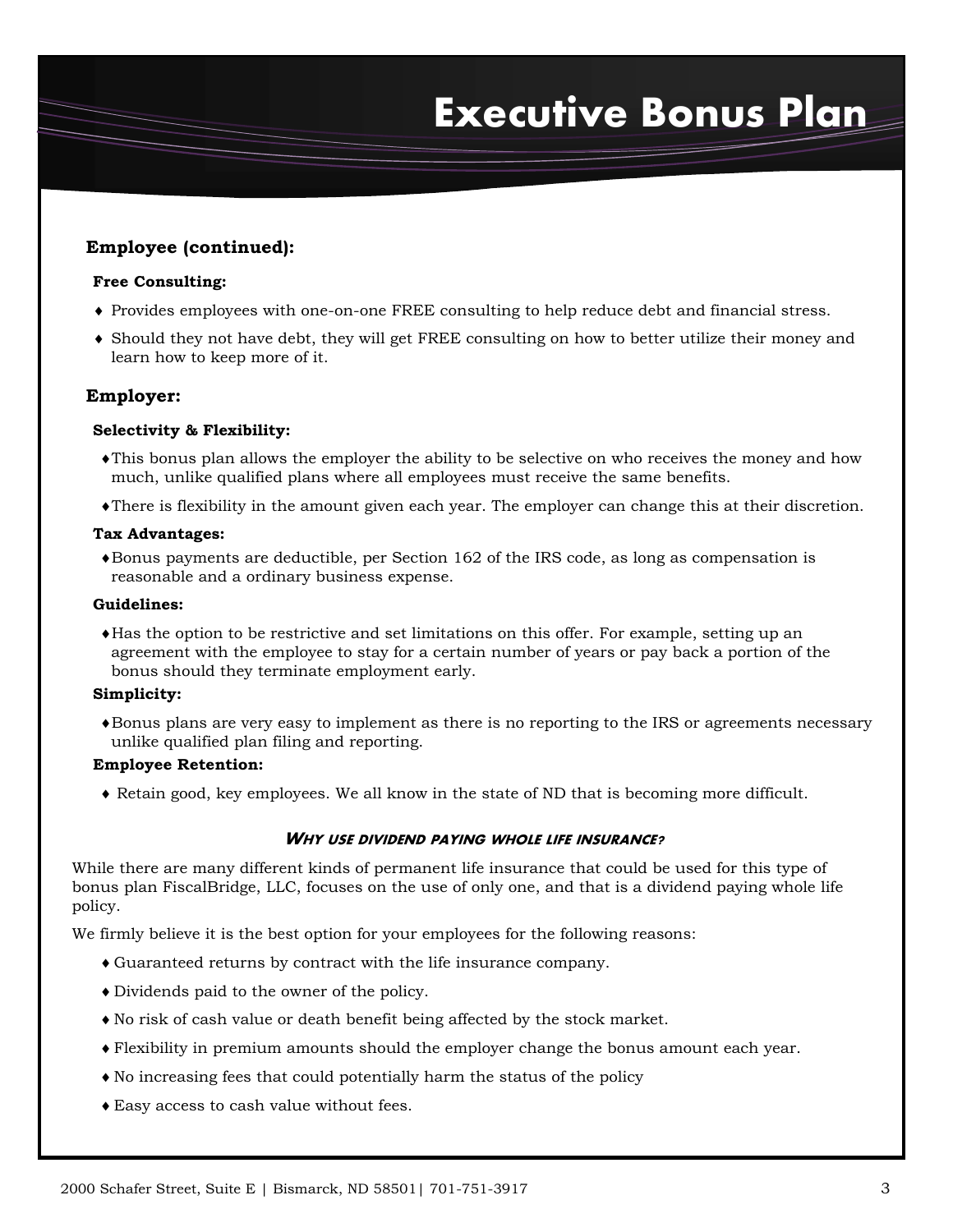# Executive Bonus Plan

## Employee (continued):

### Free Consulting:

- Provides employees with one-on-one FREE consulting to help reduce debt and financial stress.
- Should they not have debt, they will get FREE consulting on how to better utilize their money and learn how to keep more of it.

## Employer:

### Selectivity & Flexibility:

- This bonus plan allows the employer the ability to be selective on who receives the money and how much, unlike qualified plans where all employees must receive the same benefits.
- There is flexibility in the amount given each year. The employer can change this at their discretion.

### Tax Advantages:

- Bonus payments are deductible, per Section 162 of the IRS code, as long as compensation is reasonable and a ordinary business expense.

### Guidelines:

- Has the option to be restrictive and set limitations on this offer. For example, setting up an agreement with the employee to stay for a certain number of years or pay back a portion of the bonus should they terminate employment early.

### Simplicity:

- Bonus plans are very easy to implement as there is no reporting to the IRS or agreements necessary unlike qualified plan filing and reporting.

### Employee Retention:

- Retain good, key employees. We all know in the state of ND that is becoming more difficult.

### *Why use dividend paying whole life insurance?*

While there are many different kinds of permanent life insurance that could be used for this type of bonus plan FiscalBridge, LLC, focuses on the use of only one, and that is a dividend paying whole life policy.

We firmly believe it is the best option for your employees for the following reasons:

- Guaranteed returns by contract with the life insurance company.
- Dividends paid to the owner of the policy.
- No risk of cash value or death benefit being affected by the stock market.
- Flexibility in premium amounts should the employer change the bonus amount each year.
- No increasing fees that could potentially harm the status of the policy
- Easy access to cash value without fees.

2000 Schafer Street, Suite E | Bismarck, ND 58501| 701-751-3917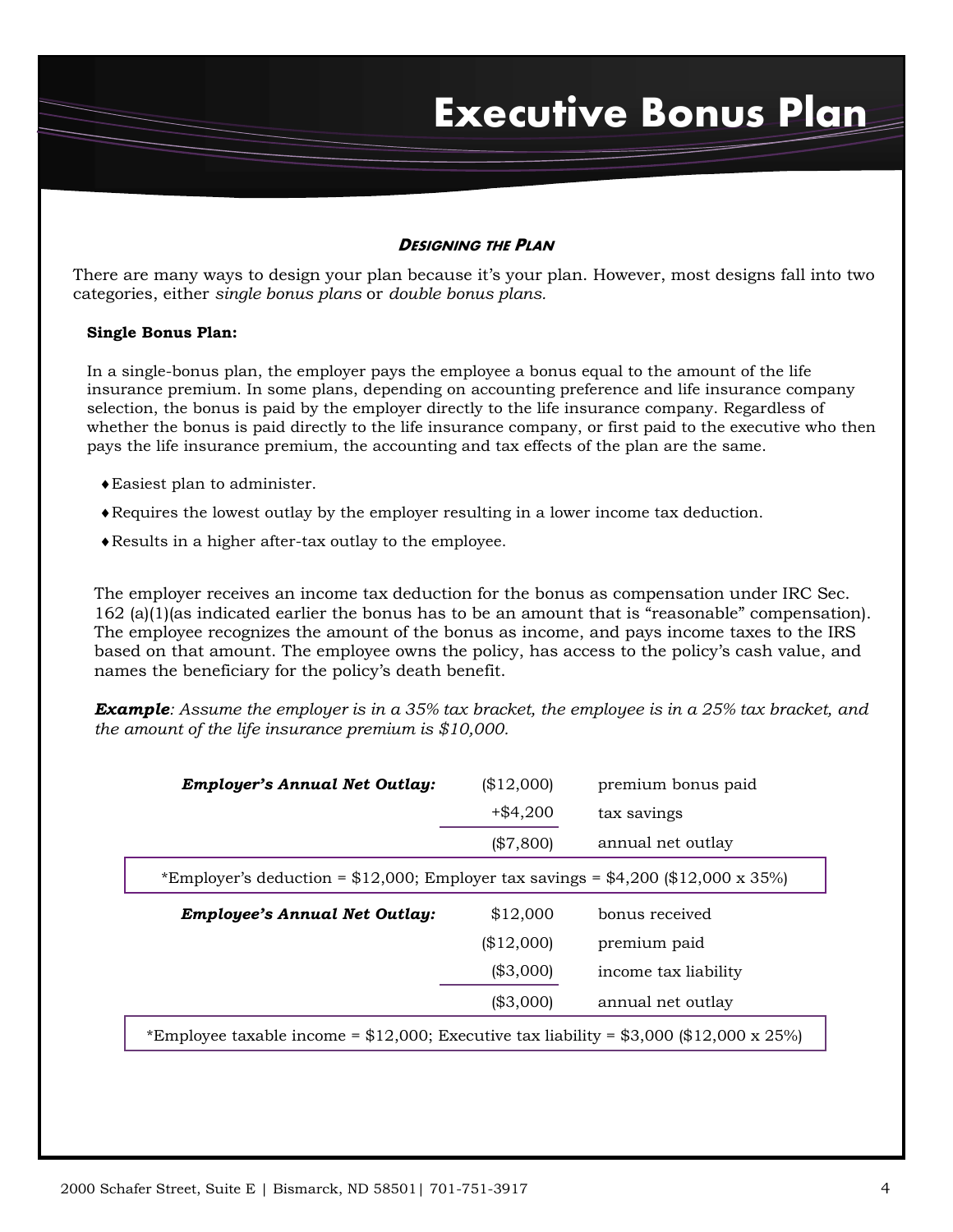# Executive Bonus Plan

***Designing the Plan***

There are many ways to design your plan because it's your plan. However, most designs fall into two categories, either *single bonus plans* or *double bonus plans.*

**Single Bonus Plan:**

In a single-bonus plan, the employer pays the employee a bonus equal to the amount of the life insurance premium. In some plans, depending on accounting preference and life insurance company selection, the bonus is paid by the employer directly to the life insurance company. Regardless of whether the bonus is paid directly to the life insurance company, or first paid to the executive who then pays the life insurance premium, the accounting and tax effects of the plan are the same.

- ♦Easiest plan to administer.
- ♦Requires the lowest outlay by the employer resulting in a lower income tax deduction.
- ♦Results in a higher after-tax outlay to the employee.

The employer receives an income tax deduction for the bonus as compensation under IRC Sec. 162 (a)(1)(as indicated earlier the bonus has to be an amount that is "reasonable" compensation). The employee recognizes the amount of the bonus as income, and pays income taxes to the IRS based on that amount. The employee owns the policy, has access to the policy's cash value, and names the beneficiary for the policy's death benefit.

***Example****: Assume the employer is in a 35% tax bracket, the employee is in a 25% tax bracket, and the amount of the life insurance premium is $10,000.*

| | | |
|---|---|---|
| ***Employer's Annual Net Outlay:*** | ($12,000) | premium bonus paid |
| | +$4,200 | tax savings |
| | ($7,800) | annual net outlay |

*Employer's deduction = $12,000; Employer tax savings = $4,200 ($12,000 x 35%)

| | | |
|---|---|---|
| ***Employee's Annual Net Outlay:*** | $12,000 | bonus received |
| | ($12,000) | premium paid |
| | ($3,000) | income tax liability |
| | ($3,000) | annual net outlay |

*Employee taxable income = $12,000; Executive tax liability = $3,000 ($12,000 x 25%)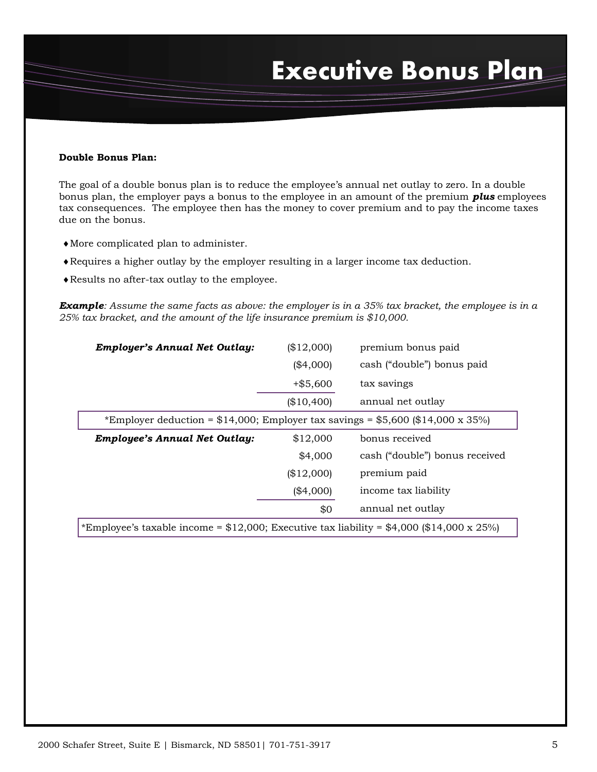# Executive Bonus Plan

**Double Bonus Plan:**

The goal of a double bonus plan is to reduce the employee's annual net outlay to zero. In a double bonus plan, the employer pays a bonus to the employee in an amount of the premium ***plus*** employees tax consequences. The employee then has the money to cover premium and to pay the income taxes due on the bonus.

- More complicated plan to administer.
- Requires a higher outlay by the employer resulting in a larger income tax deduction.
- Results no after-tax outlay to the employee.

***Example****: Assume the same facts as above: the employer is in a 35% tax bracket, the employee is in a 25% tax bracket, and the amount of the life insurance premium is $10,000.*

| | | |
|---|---|---|
| ***Employer's Annual Net Outlay:*** | ($12,000) | premium bonus paid |
| | ($4,000) | cash ("double") bonus paid |
| | +$5,600 | tax savings |
| | ($10,400) | annual net outlay |

*Employer deduction = $14,000; Employer tax savings = $5,600 ($14,000 x 35%)

| | | |
|---|---|---|
| ***Employee's Annual Net Outlay:*** | $12,000 | bonus received |
| | $4,000 | cash ("double") bonus received |
| | ($12,000) | premium paid |
| | ($4,000) | income tax liability |
| | $0 | annual net outlay |

*Employee's taxable income = $12,000; Executive tax liability = $4,000 ($14,000 x 25%)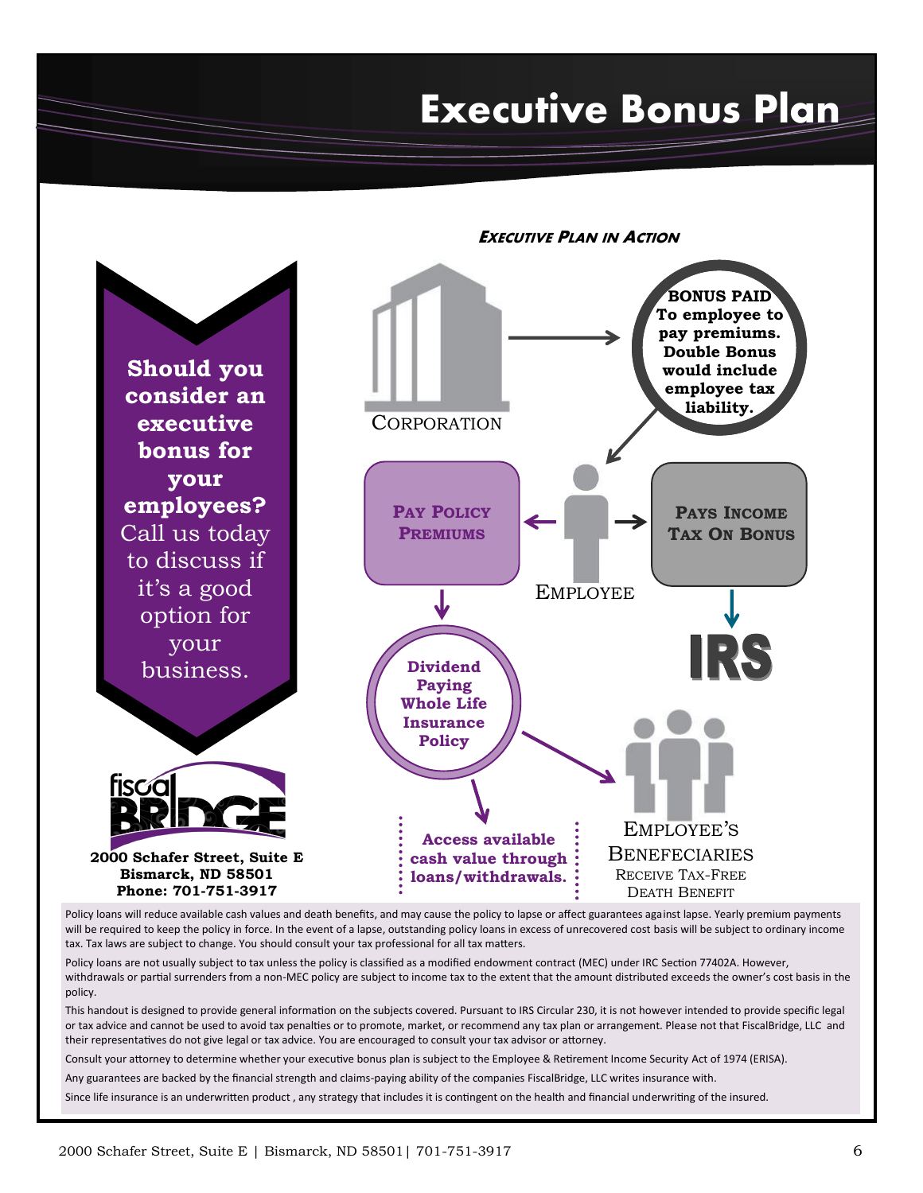# Executive Bonus Plan

***Executive Plan in Action***

**Should you consider an executive bonus for your employees?** Call us today to discuss if it's a good option for your business.

fiscal BRIDGE

**2000 Schafer Street, Suite E**
**Bismarck, ND 58501**
**Phone: 701-751-3917**

CORPORATION

**BONUS PAID To employee to pay premiums. Double Bonus would include employee tax liability.**

**PAY POLICY PREMIUMS**

EMPLOYEE

**PAYS INCOME TAX ON BONUS**

IRS

**Dividend Paying Whole Life Insurance Policy**

**Access available cash value through loans/withdrawals.**

EMPLOYEE'S BENEFECIARIES RECEIVE TAX-FREE DEATH BENEFIT

Policy loans will reduce available cash values and death benefits, and may cause the policy to lapse or affect guarantees against lapse. Yearly premium payments will be required to keep the policy in force. In the event of a lapse, outstanding policy loans in excess of unrecovered cost basis will be subject to ordinary income tax. Tax laws are subject to change. You should consult your tax professional for all tax matters.

Policy loans are not usually subject to tax unless the policy is classified as a modified endowment contract (MEC) under IRC Section 77402A. However, withdrawals or partial surrenders from a non-MEC policy are subject to income tax to the extent that the amount distributed exceeds the owner's cost basis in the policy.

This handout is designed to provide general information on the subjects covered. Pursuant to IRS Circular 230, it is not however intended to provide specific legal or tax advice and cannot be used to avoid tax penalties or to promote, market, or recommend any tax plan or arrangement. Please not that FiscalBridge, LLC and their representatives do not give legal or tax advice. You are encouraged to consult your tax advisor or attorney.

Consult your attorney to determine whether your executive bonus plan is subject to the Employee & Retirement Income Security Act of 1974 (ERISA).

Any guarantees are backed by the financial strength and claims-paying ability of the companies FiscalBridge, LLC writes insurance with.

Since life insurance is an underwritten product , any strategy that includes it is contingent on the health and financial underwriting of the insured.